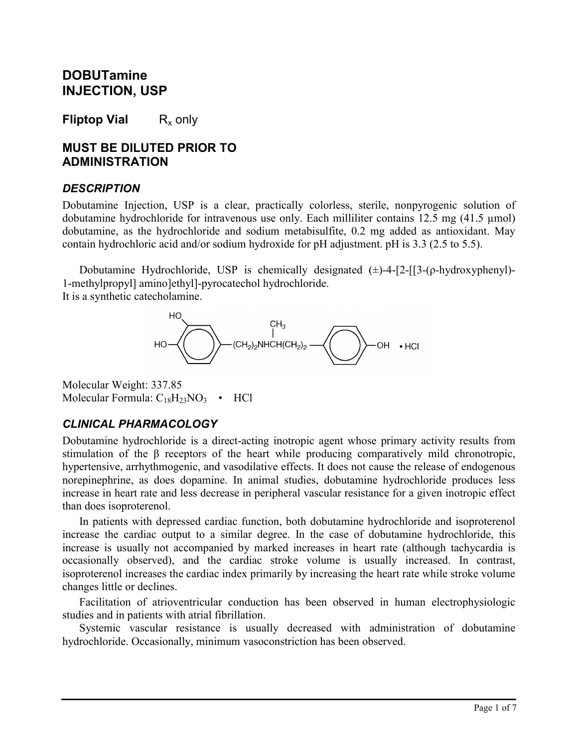# DOBUTamine
# INJECTION, USP

**Fliptop Vial** $R_x$ only

## MUST BE DILUTED PRIOR TO ADMINISTRATION

### *DESCRIPTION*

Dobutamine Injection, USP is a clear, practically colorless, sterile, nonpyrogenic solution of dobutamine hydrochloride for intravenous use only. Each milliliter contains 12.5 mg (41.5 µmol) dobutamine, as the hydrochloride and sodium metabisulfite, 0.2 mg added as antioxidant. May contain hydrochloric acid and/or sodium hydroxide for pH adjustment. pH is 3.3 (2.5 to 5.5).

Dobutamine Hydrochloride, USP is chemically designated (±)-4-[2-[[3-(ρ-hydroxyphenyl)-1-methylpropyl] amino]ethyl]-pyrocatechol hydrochloride.
It is a synthetic catecholamine.

Molecular Weight: 337.85
Molecular Formula: $C_{18}H_{23}NO_3$ • HCl

### *CLINICAL PHARMACOLOGY*

Dobutamine hydrochloride is a direct-acting inotropic agent whose primary activity results from stimulation of the β receptors of the heart while producing comparatively mild chronotropic, hypertensive, arrhythmogenic, and vasodilative effects. It does not cause the release of endogenous norepinephrine, as does dopamine. In animal studies, dobutamine hydrochloride produces less increase in heart rate and less decrease in peripheral vascular resistance for a given inotropic effect than does isoproterenol.

In patients with depressed cardiac function, both dobutamine hydrochloride and isoproterenol increase the cardiac output to a similar degree. In the case of dobutamine hydrochloride, this increase is usually not accompanied by marked increases in heart rate (although tachycardia is occasionally observed), and the cardiac stroke volume is usually increased. In contrast, isoproterenol increases the cardiac index primarily by increasing the heart rate while stroke volume changes little or declines.

Facilitation of atrioventricular conduction has been observed in human electrophysiologic studies and in patients with atrial fibrillation.

Systemic vascular resistance is usually decreased with administration of dobutamine hydrochloride. Occasionally, minimum vasoconstriction has been observed.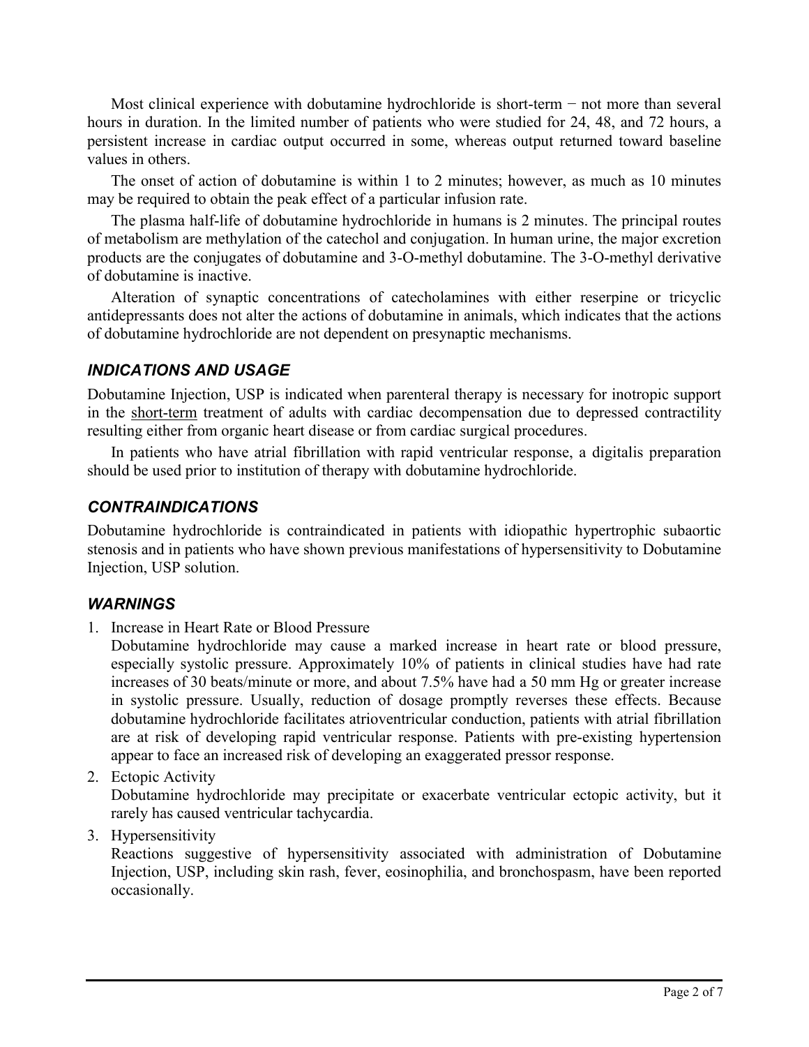Most clinical experience with dobutamine hydrochloride is short-term − not more than several hours in duration. In the limited number of patients who were studied for 24, 48, and 72 hours, a persistent increase in cardiac output occurred in some, whereas output returned toward baseline values in others.

The onset of action of dobutamine is within 1 to 2 minutes; however, as much as 10 minutes may be required to obtain the peak effect of a particular infusion rate.

The plasma half-life of dobutamine hydrochloride in humans is 2 minutes. The principal routes of metabolism are methylation of the catechol and conjugation. In human urine, the major excretion products are the conjugates of dobutamine and 3-O-methyl dobutamine. The 3-O-methyl derivative of dobutamine is inactive.

Alteration of synaptic concentrations of catecholamines with either reserpine or tricyclic antidepressants does not alter the actions of dobutamine in animals, which indicates that the actions of dobutamine hydrochloride are not dependent on presynaptic mechanisms.

## *INDICATIONS AND USAGE*

Dobutamine Injection, USP is indicated when parenteral therapy is necessary for inotropic support in the short-term treatment of adults with cardiac decompensation due to depressed contractility resulting either from organic heart disease or from cardiac surgical procedures.

In patients who have atrial fibrillation with rapid ventricular response, a digitalis preparation should be used prior to institution of therapy with dobutamine hydrochloride.

## *CONTRAINDICATIONS*

Dobutamine hydrochloride is contraindicated in patients with idiopathic hypertrophic subaortic stenosis and in patients who have shown previous manifestations of hypersensitivity to Dobutamine Injection, USP solution.

## *WARNINGS*

1. Increase in Heart Rate or Blood Pressure

   Dobutamine hydrochloride may cause a marked increase in heart rate or blood pressure, especially systolic pressure. Approximately 10% of patients in clinical studies have had rate increases of 30 beats/minute or more, and about 7.5% have had a 50 mm Hg or greater increase in systolic pressure. Usually, reduction of dosage promptly reverses these effects. Because dobutamine hydrochloride facilitates atrioventricular conduction, patients with atrial fibrillation are at risk of developing rapid ventricular response. Patients with pre-existing hypertension appear to face an increased risk of developing an exaggerated pressor response.

2. Ectopic Activity

   Dobutamine hydrochloride may precipitate or exacerbate ventricular ectopic activity, but it rarely has caused ventricular tachycardia.

3. Hypersensitivity

   Reactions suggestive of hypersensitivity associated with administration of Dobutamine Injection, USP, including skin rash, fever, eosinophilia, and bronchospasm, have been reported occasionally.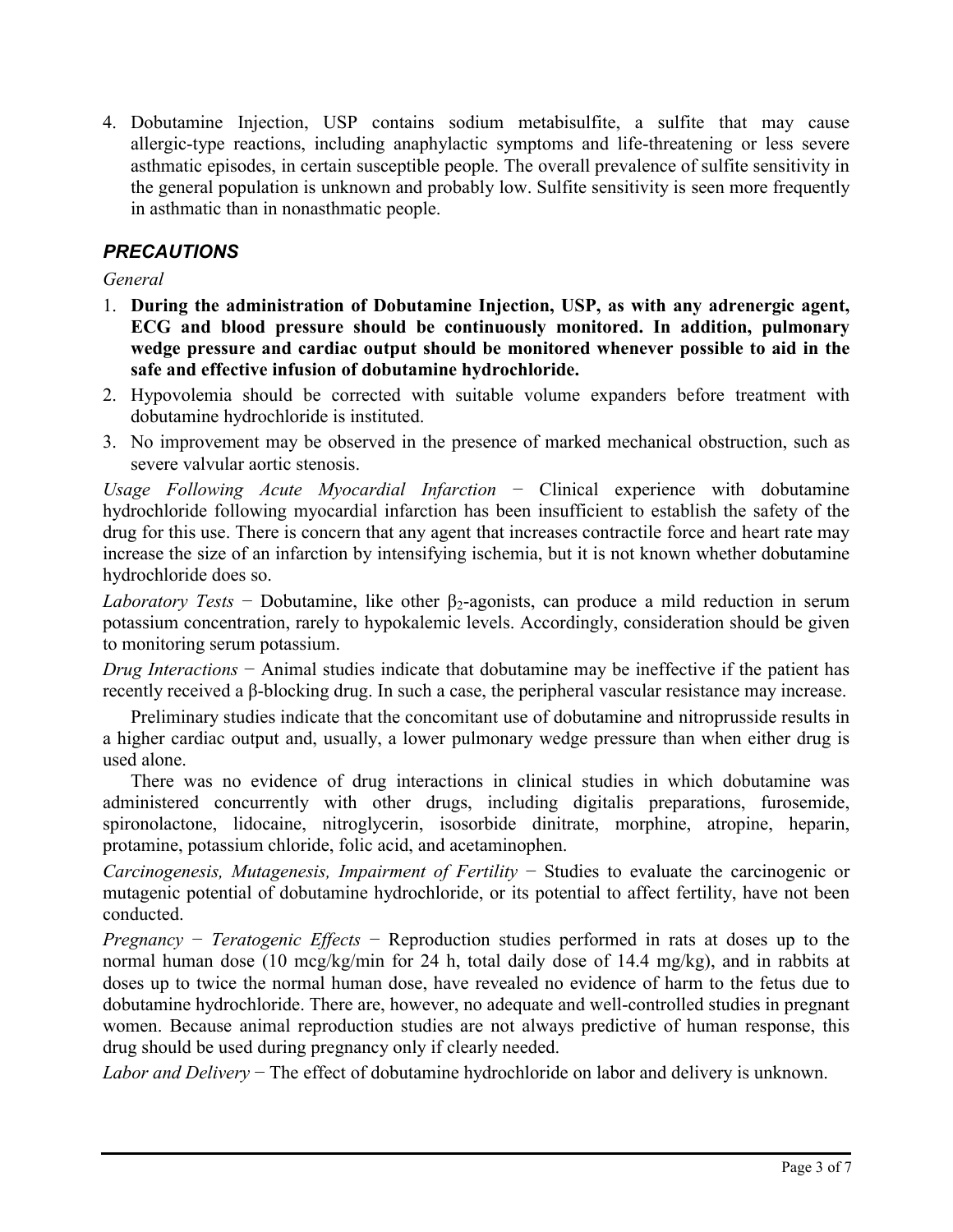4. Dobutamine Injection, USP contains sodium metabisulfite, a sulfite that may cause allergic-type reactions, including anaphylactic symptoms and life-threatening or less severe asthmatic episodes, in certain susceptible people. The overall prevalence of sulfite sensitivity in the general population is unknown and probably low. Sulfite sensitivity is seen more frequently in asthmatic than in nonasthmatic people.

## *PRECAUTIONS*

*General*

1. **During the administration of Dobutamine Injection, USP, as with any adrenergic agent, ECG and blood pressure should be continuously monitored. In addition, pulmonary wedge pressure and cardiac output should be monitored whenever possible to aid in the safe and effective infusion of dobutamine hydrochloride.**
2. Hypovolemia should be corrected with suitable volume expanders before treatment with dobutamine hydrochloride is instituted.
3. No improvement may be observed in the presence of marked mechanical obstruction, such as severe valvular aortic stenosis.

*Usage Following Acute Myocardial Infarction* − Clinical experience with dobutamine hydrochloride following myocardial infarction has been insufficient to establish the safety of the drug for this use. There is concern that any agent that increases contractile force and heart rate may increase the size of an infarction by intensifying ischemia, but it is not known whether dobutamine hydrochloride does so.

*Laboratory Tests* − Dobutamine, like other $\beta_2$-agonists, can produce a mild reduction in serum potassium concentration, rarely to hypokalemic levels. Accordingly, consideration should be given to monitoring serum potassium.

*Drug Interactions* − Animal studies indicate that dobutamine may be ineffective if the patient has recently received a β-blocking drug. In such a case, the peripheral vascular resistance may increase.

Preliminary studies indicate that the concomitant use of dobutamine and nitroprusside results in a higher cardiac output and, usually, a lower pulmonary wedge pressure than when either drug is used alone.

There was no evidence of drug interactions in clinical studies in which dobutamine was administered concurrently with other drugs, including digitalis preparations, furosemide, spironolactone, lidocaine, nitroglycerin, isosorbide dinitrate, morphine, atropine, heparin, protamine, potassium chloride, folic acid, and acetaminophen.

*Carcinogenesis, Mutagenesis, Impairment of Fertility* − Studies to evaluate the carcinogenic or mutagenic potential of dobutamine hydrochloride, or its potential to affect fertility, have not been conducted.

*Pregnancy − Teratogenic Effects* − Reproduction studies performed in rats at doses up to the normal human dose (10 mcg/kg/min for 24 h, total daily dose of 14.4 mg/kg), and in rabbits at doses up to twice the normal human dose, have revealed no evidence of harm to the fetus due to dobutamine hydrochloride. There are, however, no adequate and well-controlled studies in pregnant women. Because animal reproduction studies are not always predictive of human response, this drug should be used during pregnancy only if clearly needed.

*Labor and Delivery* − The effect of dobutamine hydrochloride on labor and delivery is unknown.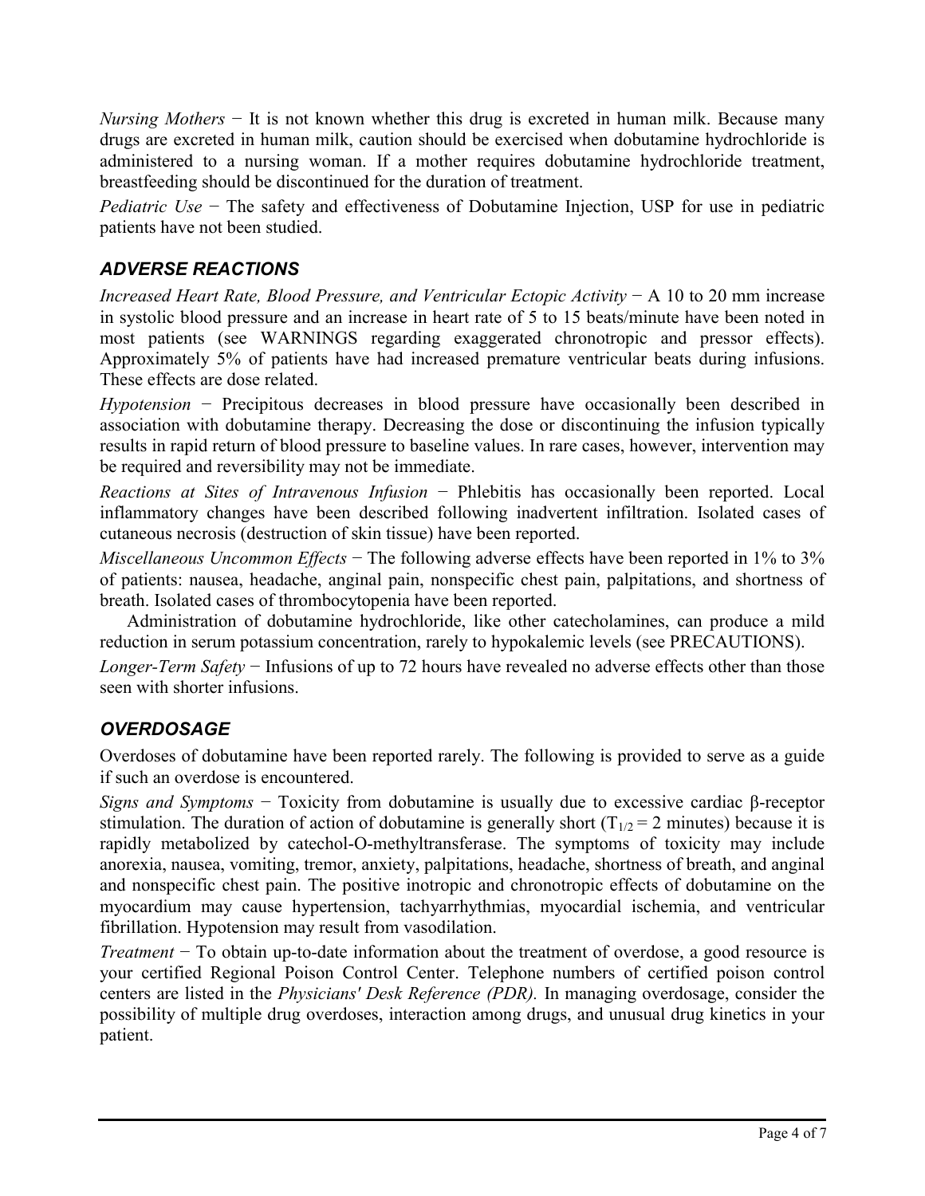*Nursing Mothers* − It is not known whether this drug is excreted in human milk. Because many drugs are excreted in human milk, caution should be exercised when dobutamine hydrochloride is administered to a nursing woman. If a mother requires dobutamine hydrochloride treatment, breastfeeding should be discontinued for the duration of treatment.

*Pediatric Use* − The safety and effectiveness of Dobutamine Injection, USP for use in pediatric patients have not been studied.

## *ADVERSE REACTIONS*

*Increased Heart Rate, Blood Pressure, and Ventricular Ectopic Activity* − A 10 to 20 mm increase in systolic blood pressure and an increase in heart rate of 5 to 15 beats/minute have been noted in most patients (see WARNINGS regarding exaggerated chronotropic and pressor effects). Approximately 5% of patients have had increased premature ventricular beats during infusions. These effects are dose related.

*Hypotension* − Precipitous decreases in blood pressure have occasionally been described in association with dobutamine therapy. Decreasing the dose or discontinuing the infusion typically results in rapid return of blood pressure to baseline values. In rare cases, however, intervention may be required and reversibility may not be immediate.

*Reactions at Sites of Intravenous Infusion* − Phlebitis has occasionally been reported. Local inflammatory changes have been described following inadvertent infiltration. Isolated cases of cutaneous necrosis (destruction of skin tissue) have been reported.

*Miscellaneous Uncommon Effects* − The following adverse effects have been reported in 1% to 3% of patients: nausea, headache, anginal pain, nonspecific chest pain, palpitations, and shortness of breath. Isolated cases of thrombocytopenia have been reported.

Administration of dobutamine hydrochloride, like other catecholamines, can produce a mild reduction in serum potassium concentration, rarely to hypokalemic levels (see PRECAUTIONS).

*Longer-Term Safety* − Infusions of up to 72 hours have revealed no adverse effects other than those seen with shorter infusions.

## *OVERDOSAGE*

Overdoses of dobutamine have been reported rarely. The following is provided to serve as a guide if such an overdose is encountered.

*Signs and Symptoms* − Toxicity from dobutamine is usually due to excessive cardiac β-receptor stimulation. The duration of action of dobutamine is generally short ($T_{1/2}$ = 2 minutes) because it is rapidly metabolized by catechol-O-methyltransferase. The symptoms of toxicity may include anorexia, nausea, vomiting, tremor, anxiety, palpitations, headache, shortness of breath, and anginal and nonspecific chest pain. The positive inotropic and chronotropic effects of dobutamine on the myocardium may cause hypertension, tachyarrhythmias, myocardial ischemia, and ventricular fibrillation. Hypotension may result from vasodilation.

*Treatment* − To obtain up-to-date information about the treatment of overdose, a good resource is your certified Regional Poison Control Center. Telephone numbers of certified poison control centers are listed in the *Physicians' Desk Reference (PDR).* In managing overdosage, consider the possibility of multiple drug overdoses, interaction among drugs, and unusual drug kinetics in your patient.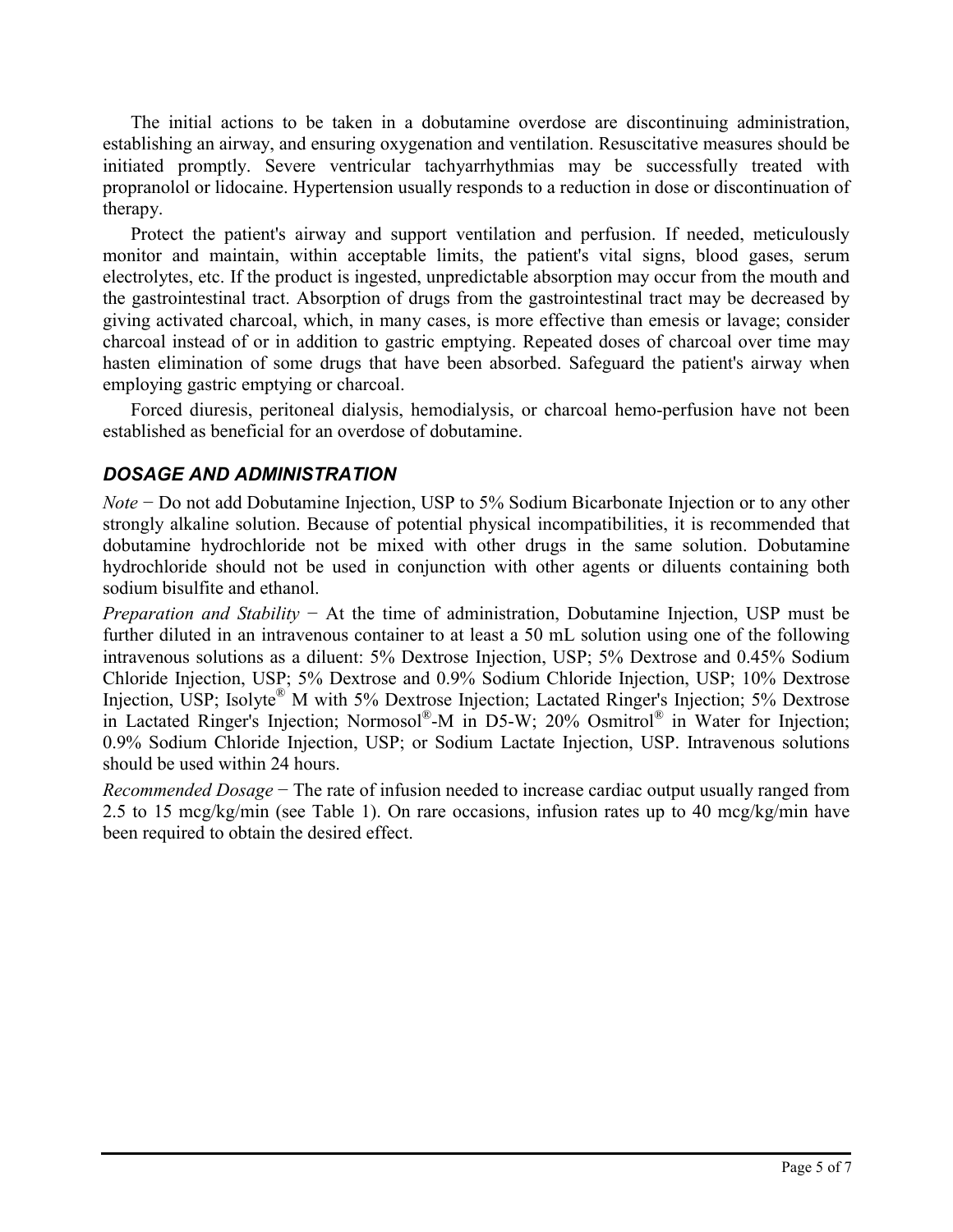The initial actions to be taken in a dobutamine overdose are discontinuing administration, establishing an airway, and ensuring oxygenation and ventilation. Resuscitative measures should be initiated promptly. Severe ventricular tachyarrhythmias may be successfully treated with propranolol or lidocaine. Hypertension usually responds to a reduction in dose or discontinuation of therapy.

Protect the patient's airway and support ventilation and perfusion. If needed, meticulously monitor and maintain, within acceptable limits, the patient's vital signs, blood gases, serum electrolytes, etc. If the product is ingested, unpredictable absorption may occur from the mouth and the gastrointestinal tract. Absorption of drugs from the gastrointestinal tract may be decreased by giving activated charcoal, which, in many cases, is more effective than emesis or lavage; consider charcoal instead of or in addition to gastric emptying. Repeated doses of charcoal over time may hasten elimination of some drugs that have been absorbed. Safeguard the patient's airway when employing gastric emptying or charcoal.

Forced diuresis, peritoneal dialysis, hemodialysis, or charcoal hemo-perfusion have not been established as beneficial for an overdose of dobutamine.

## *DOSAGE AND ADMINISTRATION*

*Note* − Do not add Dobutamine Injection, USP to 5% Sodium Bicarbonate Injection or to any other strongly alkaline solution. Because of potential physical incompatibilities, it is recommended that dobutamine hydrochloride not be mixed with other drugs in the same solution. Dobutamine hydrochloride should not be used in conjunction with other agents or diluents containing both sodium bisulfite and ethanol.

*Preparation and Stability* − At the time of administration, Dobutamine Injection, USP must be further diluted in an intravenous container to at least a 50 mL solution using one of the following intravenous solutions as a diluent: 5% Dextrose Injection, USP; 5% Dextrose and 0.45% Sodium Chloride Injection, USP; 5% Dextrose and 0.9% Sodium Chloride Injection, USP; 10% Dextrose Injection, USP; Isolyte® M with 5% Dextrose Injection; Lactated Ringer's Injection; 5% Dextrose in Lactated Ringer's Injection; Normosol®-M in D5-W; 20% Osmitrol® in Water for Injection; 0.9% Sodium Chloride Injection, USP; or Sodium Lactate Injection, USP. Intravenous solutions should be used within 24 hours.

*Recommended Dosage* − The rate of infusion needed to increase cardiac output usually ranged from 2.5 to 15 mcg/kg/min (see Table 1). On rare occasions, infusion rates up to 40 mcg/kg/min have been required to obtain the desired effect.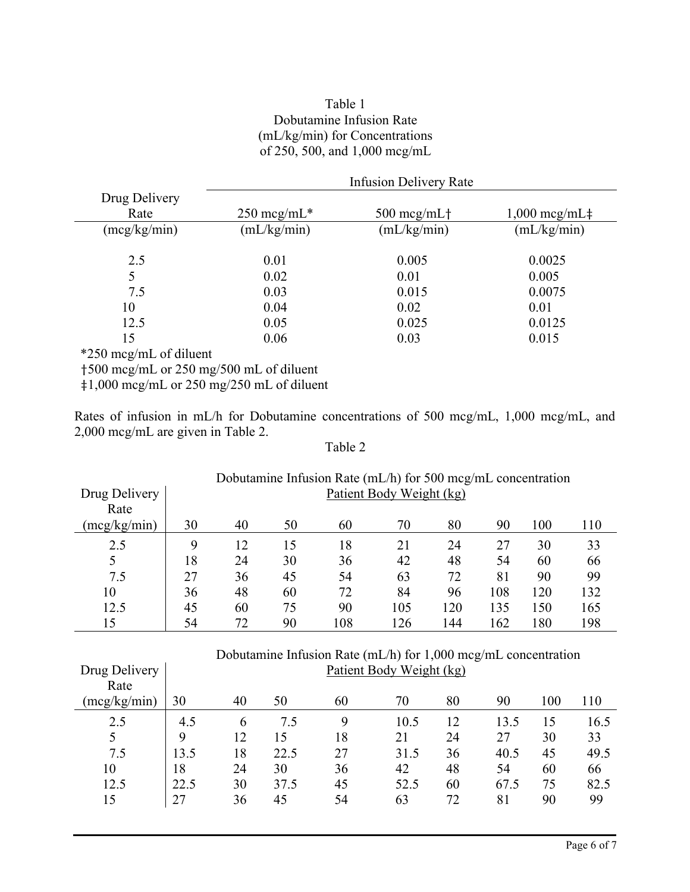Table 1
Dobutamine Infusion Rate
(mL/kg/min) for Concentrations
of 250, 500, and 1,000 mcg/mL

| Drug Delivery Rate | Infusion Delivery Rate | | |
|---|---|---|---|
| (mcg/kg/min) | 250 mcg/mL* (mL/kg/min) | 500 mcg/mL† (mL/kg/min) | 1,000 mcg/mL‡ (mL/kg/min) |
| 2.5 | 0.01 | 0.005 | 0.0025 |
| 5 | 0.02 | 0.01 | 0.005 |
| 7.5 | 0.03 | 0.015 | 0.0075 |
| 10 | 0.04 | 0.02 | 0.01 |
| 12.5 | 0.05 | 0.025 | 0.0125 |
| 15 | 0.06 | 0.03 | 0.015 |

*250 mcg/mL of diluent
†500 mcg/mL or 250 mg/500 mL of diluent
‡1,000 mcg/mL or 250 mg/250 mL of diluent

Rates of infusion in mL/h for Dobutamine concentrations of 500 mcg/mL, 1,000 mcg/mL, and 2,000 mcg/mL are given in Table 2.

Table 2

Dobutamine Infusion Rate (mL/h) for 500 mcg/mL concentration

| Drug Delivery Rate | Patient Body Weight (kg) | | | | | | | | |
|---|---|---|---|---|---|---|---|---|---|
| (mcg/kg/min) | 30 | 40 | 50 | 60 | 70 | 80 | 90 | 100 | 110 |
| 2.5 | 9 | 12 | 15 | 18 | 21 | 24 | 27 | 30 | 33 |
| 5 | 18 | 24 | 30 | 36 | 42 | 48 | 54 | 60 | 66 |
| 7.5 | 27 | 36 | 45 | 54 | 63 | 72 | 81 | 90 | 99 |
| 10 | 36 | 48 | 60 | 72 | 84 | 96 | 108 | 120 | 132 |
| 12.5 | 45 | 60 | 75 | 90 | 105 | 120 | 135 | 150 | 165 |
| 15 | 54 | 72 | 90 | 108 | 126 | 144 | 162 | 180 | 198 |

Dobutamine Infusion Rate (mL/h) for 1,000 mcg/mL concentration

| Drug Delivery Rate | Patient Body Weight (kg) | | | | | | | | |
|---|---|---|---|---|---|---|---|---|---|
| (mcg/kg/min) | 30 | 40 | 50 | 60 | 70 | 80 | 90 | 100 | 110 |
| 2.5 | 4.5 | 6 | 7.5 | 9 | 10.5 | 12 | 13.5 | 15 | 16.5 |
| 5 | 9 | 12 | 15 | 18 | 21 | 24 | 27 | 30 | 33 |
| 7.5 | 13.5 | 18 | 22.5 | 27 | 31.5 | 36 | 40.5 | 45 | 49.5 |
| 10 | 18 | 24 | 30 | 36 | 42 | 48 | 54 | 60 | 66 |
| 12.5 | 22.5 | 30 | 37.5 | 45 | 52.5 | 60 | 67.5 | 75 | 82.5 |
| 15 | 27 | 36 | 45 | 54 | 63 | 72 | 81 | 90 | 99 |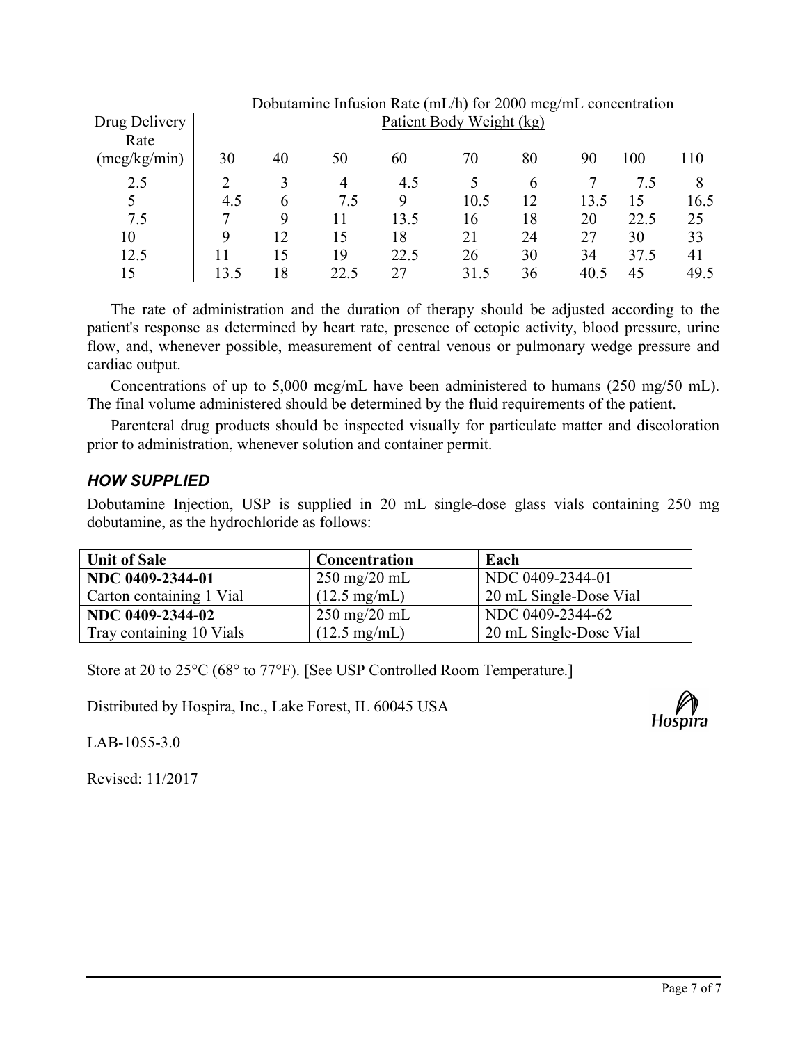| Drug Delivery Rate (mcg/kg/min) | Dobutamine Infusion Rate (mL/h) for 2000 mcg/mL concentration Patient Body Weight (kg) | | | | | | | | |
|---|---|---|---|---|---|---|---|---|---|
| | 30 | 40 | 50 | 60 | 70 | 80 | 90 | 100 | 110 |
| 2.5 | 2 | 3 | 4 | 4.5 | 5 | 6 | 7 | 7.5 | 8 |
| 5 | 4.5 | 6 | 7.5 | 9 | 10.5 | 12 | 13.5 | 15 | 16.5 |
| 7.5 | 7 | 9 | 11 | 13.5 | 16 | 18 | 20 | 22.5 | 25 |
| 10 | 9 | 12 | 15 | 18 | 21 | 24 | 27 | 30 | 33 |
| 12.5 | 11 | 15 | 19 | 22.5 | 26 | 30 | 34 | 37.5 | 41 |
| 15 | 13.5 | 18 | 22.5 | 27 | 31.5 | 36 | 40.5 | 45 | 49.5 |

The rate of administration and the duration of therapy should be adjusted according to the patient's response as determined by heart rate, presence of ectopic activity, blood pressure, urine flow, and, whenever possible, measurement of central venous or pulmonary wedge pressure and cardiac output.

Concentrations of up to 5,000 mcg/mL have been administered to humans (250 mg/50 mL). The final volume administered should be determined by the fluid requirements of the patient.

Parenteral drug products should be inspected visually for particulate matter and discoloration prior to administration, whenever solution and container permit.

## *HOW SUPPLIED*

Dobutamine Injection, USP is supplied in 20 mL single-dose glass vials containing 250 mg dobutamine, as the hydrochloride as follows:

| Unit of Sale | Concentration | Each |
|---|---|---|
| **NDC 0409-2344-01** Carton containing 1 Vial | 250 mg/20 mL (12.5 mg/mL) | NDC 0409-2344-01 20 mL Single-Dose Vial |
| **NDC 0409-2344-02** Tray containing 10 Vials | 250 mg/20 mL (12.5 mg/mL) | NDC 0409-2344-62 20 mL Single-Dose Vial |

Store at 20 to 25°C (68° to 77°F). [See USP Controlled Room Temperature.]

Distributed by Hospira, Inc., Lake Forest, IL 60045 USA

Hospira

LAB-1055-3.0

Revised: 11/2017